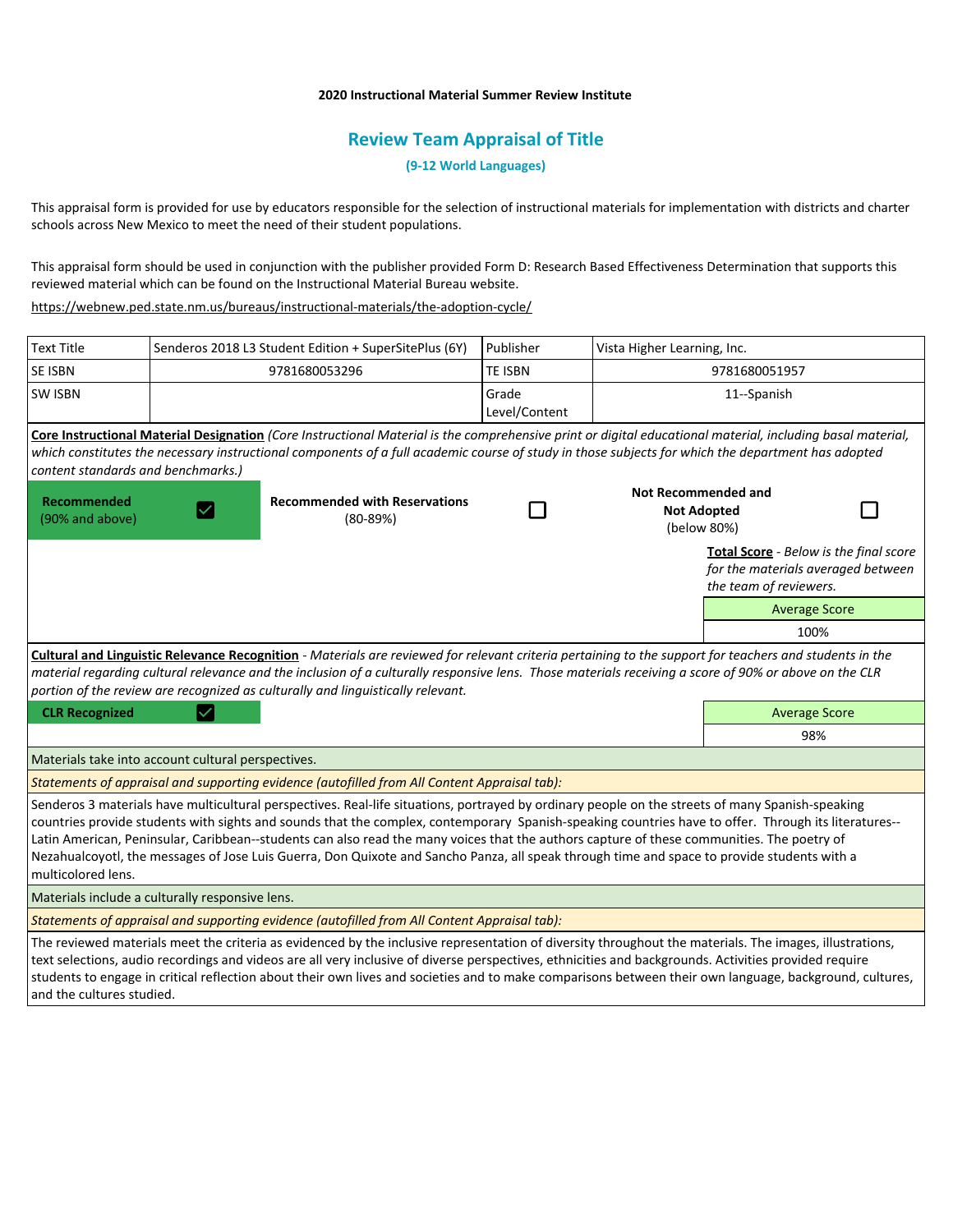**2020 Instructional Material Summer Review Institute**

## Review Team Appraisal of Title

**(9-12 World Languages)**

This appraisal form is provided for use by educators responsible for the selection of instructional materials for implementation with districts and charter schools across New Mexico to meet the need of their student populations.

This appraisal form should be used in conjunction with the publisher provided Form D: Research Based Effectiveness Determination that supports this reviewed material which can be found on the Instructional Material Bureau website.

https://webnew.ped.state.nm.us/bureaus/instructional-materials/the-adoption-cycle/

| Text Title | Senderos 2018 L3 Student Edition + SuperSitePlus (6Y) | Publisher | Vista Higher Learning, Inc. |
|---|---|---|---|
| SE ISBN | 9781680053296 | TE ISBN | 9781680051957 |
| SW ISBN | | Grade Level/Content | 11--Spanish |

**Core Instructional Material Designation** *(Core Instructional Material is the comprehensive print or digital educational material, including basal material, which constitutes the necessary instructional components of a full academic course of study in those subjects for which the department has adopted content standards and benchmarks.)*

| Recommended (90% and above) | ☑ | Recommended with Reservations (80-89%) | ☐ | Not Recommended and Not Adopted (below 80%) | ☐ |
|---|---|---|---|---|---|

**Total Score** - *Below is the final score for the materials averaged between the team of reviewers.*

| Average Score |
|---|
| 100% |

**Cultural and Linguistic Relevance Recognition** - *Materials are reviewed for relevant criteria pertaining to the support for teachers and students in the material regarding cultural relevance and the inclusion of a culturally responsive lens. Those materials receiving a score of 90% or above on the CLR portion of the review are recognized as culturally and linguistically relevant.*

| CLR Recognized | ☑ | Average Score |
|---|---|---|
| | | 98% |

Materials take into account cultural perspectives.

*Statements of appraisal and supporting evidence (autofilled from All Content Appraisal tab):*

Senderos 3 materials have multicultural perspectives. Real-life situations, portrayed by ordinary people on the streets of many Spanish-speaking countries provide students with sights and sounds that the complex, contemporary Spanish-speaking countries have to offer. Through its literatures--Latin American, Peninsular, Caribbean--students can also read the many voices that the authors capture of these communities. The poetry of Nezahualcoyotl, the messages of Jose Luis Guerra, Don Quixote and Sancho Panza, all speak through time and space to provide students with a multicolored lens.

Materials include a culturally responsive lens.

*Statements of appraisal and supporting evidence (autofilled from All Content Appraisal tab):*

The reviewed materials meet the criteria as evidenced by the inclusive representation of diversity throughout the materials. The images, illustrations, text selections, audio recordings and videos are all very inclusive of diverse perspectives, ethnicities and backgrounds. Activities provided require students to engage in critical reflection about their own lives and societies and to make comparisons between their own language, background, cultures, and the cultures studied.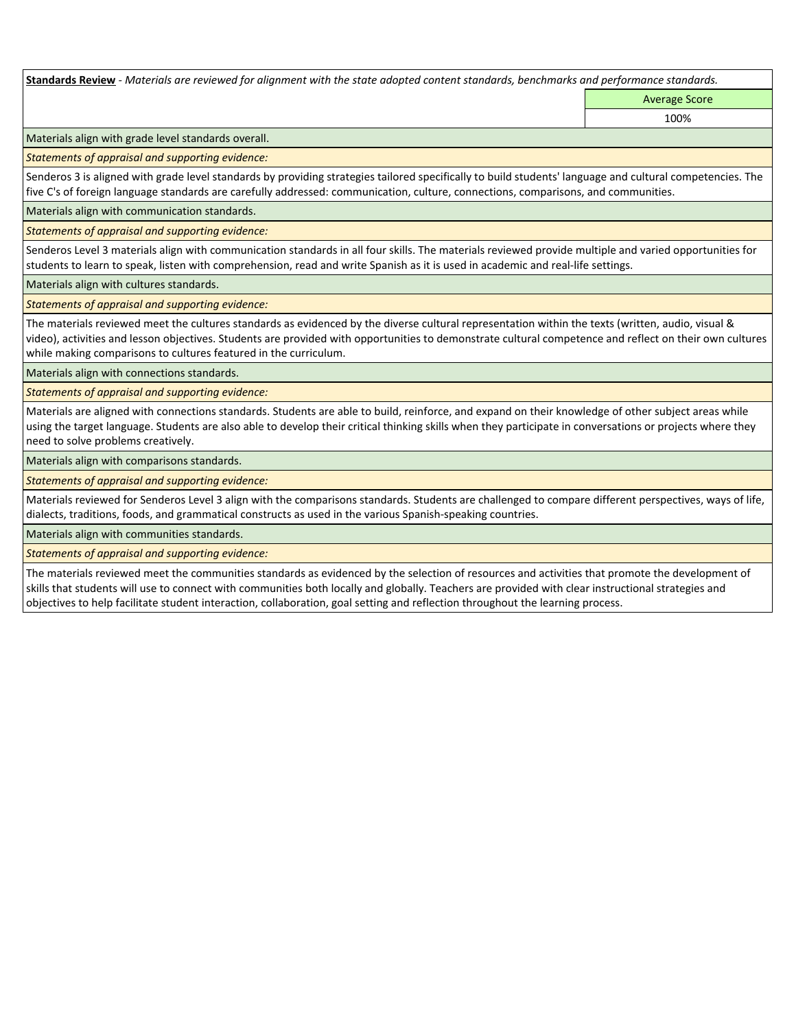**Standards Review** - *Materials are reviewed for alignment with the state adopted content standards, benchmarks and performance standards.*

| | Average Score |
|---|---|
| | 100% |

Materials align with grade level standards overall.

*Statements of appraisal and supporting evidence:*

Senderos 3 is aligned with grade level standards by providing strategies tailored specifically to build students' language and cultural competencies. The five C's of foreign language standards are carefully addressed: communication, culture, connections, comparisons, and communities.

Materials align with communication standards.

*Statements of appraisal and supporting evidence:*

Senderos Level 3 materials align with communication standards in all four skills. The materials reviewed provide multiple and varied opportunities for students to learn to speak, listen with comprehension, read and write Spanish as it is used in academic and real-life settings.

Materials align with cultures standards.

*Statements of appraisal and supporting evidence:*

The materials reviewed meet the cultures standards as evidenced by the diverse cultural representation within the texts (written, audio, visual & video), activities and lesson objectives. Students are provided with opportunities to demonstrate cultural competence and reflect on their own cultures while making comparisons to cultures featured in the curriculum.

Materials align with connections standards.

*Statements of appraisal and supporting evidence:*

Materials are aligned with connections standards. Students are able to build, reinforce, and expand on their knowledge of other subject areas while using the target language. Students are also able to develop their critical thinking skills when they participate in conversations or projects where they need to solve problems creatively.

Materials align with comparisons standards.

*Statements of appraisal and supporting evidence:*

Materials reviewed for Senderos Level 3 align with the comparisons standards. Students are challenged to compare different perspectives, ways of life, dialects, traditions, foods, and grammatical constructs as used in the various Spanish-speaking countries.

Materials align with communities standards.

*Statements of appraisal and supporting evidence:*

The materials reviewed meet the communities standards as evidenced by the selection of resources and activities that promote the development of skills that students will use to connect with communities both locally and globally. Teachers are provided with clear instructional strategies and objectives to help facilitate student interaction, collaboration, goal setting and reflection throughout the learning process.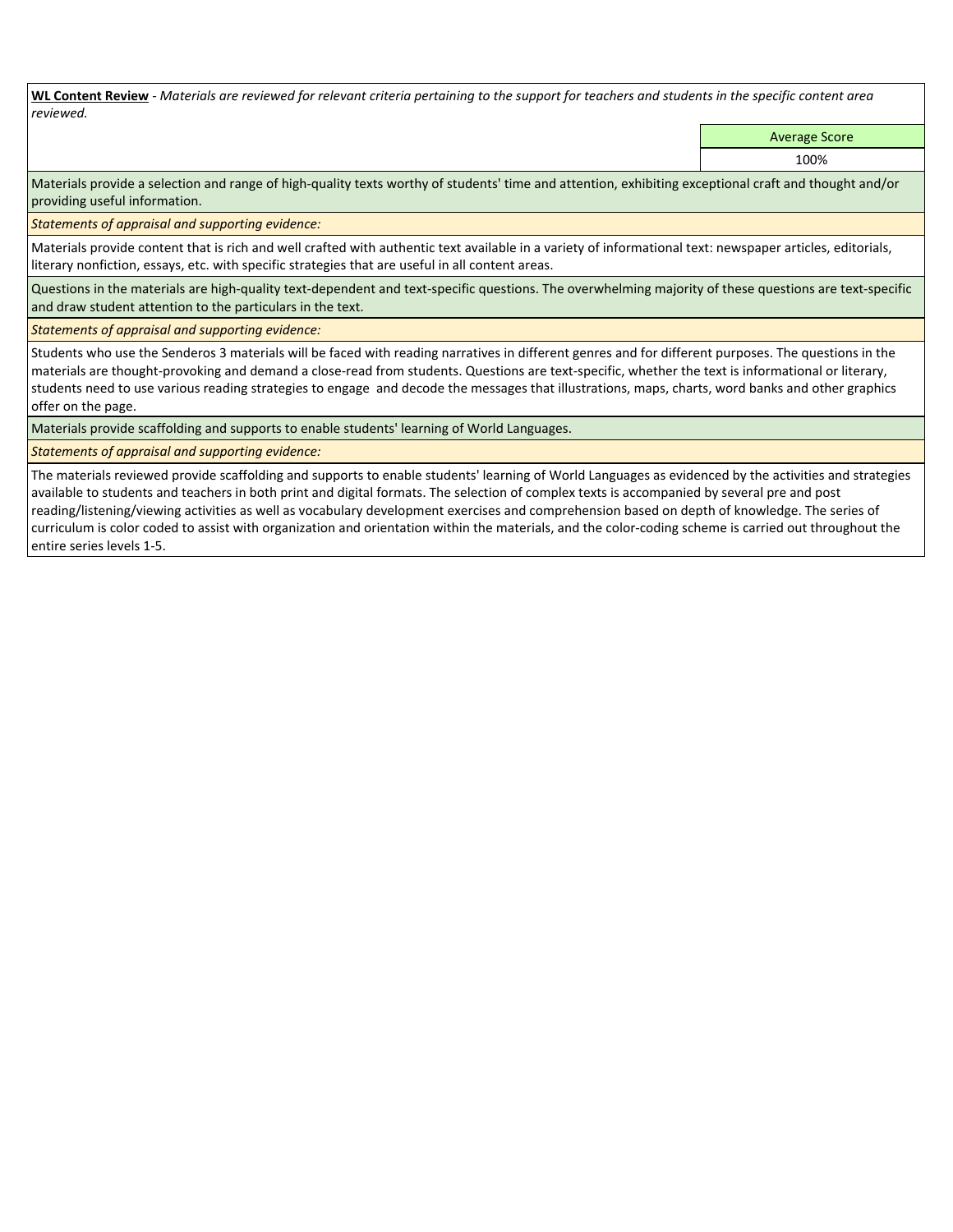**<u>WL Content Review</u>** - *Materials are reviewed for relevant criteria pertaining to the support for teachers and students in the specific content area reviewed.*

| | Average Score |
|---|---|
| | 100% |

Materials provide a selection and range of high-quality texts worthy of students' time and attention, exhibiting exceptional craft and thought and/or providing useful information.

*Statements of appraisal and supporting evidence:*

Materials provide content that is rich and well crafted with authentic text available in a variety of informational text: newspaper articles, editorials, literary nonfiction, essays, etc. with specific strategies that are useful in all content areas.

Questions in the materials are high-quality text-dependent and text-specific questions. The overwhelming majority of these questions are text-specific and draw student attention to the particulars in the text.

*Statements of appraisal and supporting evidence:*

Students who use the Senderos 3 materials will be faced with reading narratives in different genres and for different purposes. The questions in the materials are thought-provoking and demand a close-read from students. Questions are text-specific, whether the text is informational or literary, students need to use various reading strategies to engage and decode the messages that illustrations, maps, charts, word banks and other graphics offer on the page.

Materials provide scaffolding and supports to enable students' learning of World Languages.

*Statements of appraisal and supporting evidence:*

The materials reviewed provide scaffolding and supports to enable students' learning of World Languages as evidenced by the activities and strategies available to students and teachers in both print and digital formats. The selection of complex texts is accompanied by several pre and post reading/listening/viewing activities as well as vocabulary development exercises and comprehension based on depth of knowledge. The series of curriculum is color coded to assist with organization and orientation within the materials, and the color-coding scheme is carried out throughout the entire series levels 1-5.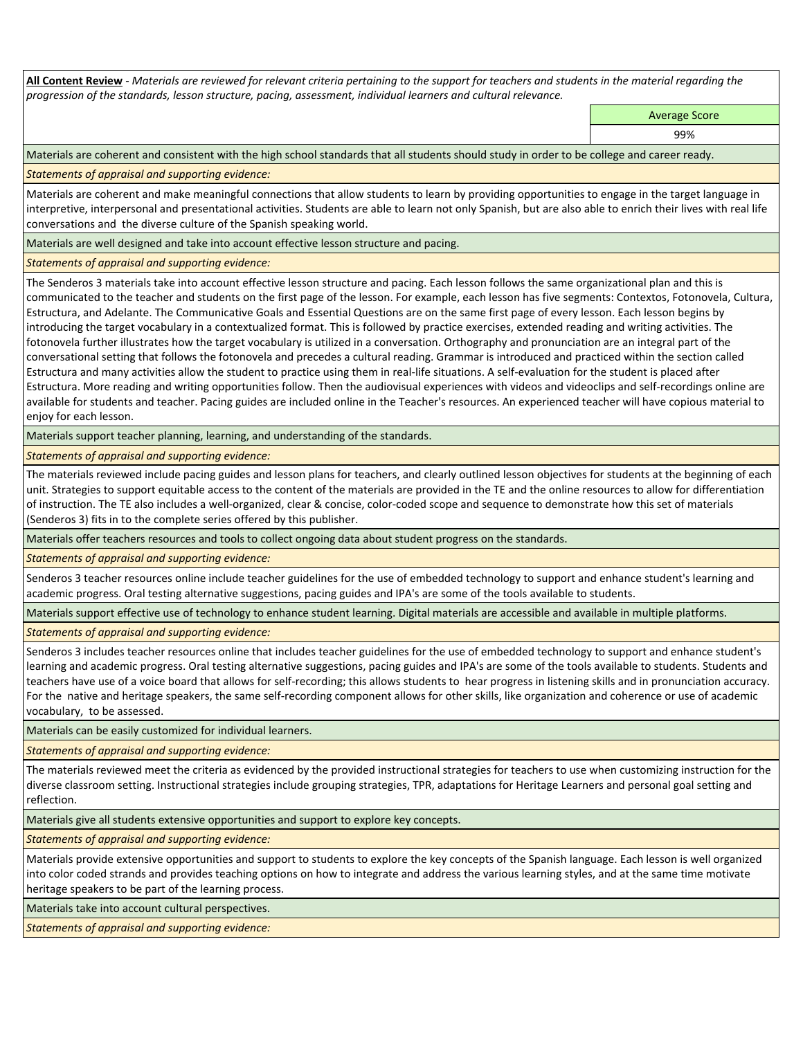**All Content Review** - *Materials are reviewed for relevant criteria pertaining to the support for teachers and students in the material regarding the progression of the standards, lesson structure, pacing, assessment, individual learners and cultural relevance.*

| Average Score |
| --- |
| 99% |

Materials are coherent and consistent with the high school standards that all students should study in order to be college and career ready.

*Statements of appraisal and supporting evidence:*

Materials are coherent and make meaningful connections that allow students to learn by providing opportunities to engage in the target language in interpretive, interpersonal and presentational activities. Students are able to learn not only Spanish, but are also able to enrich their lives with real life conversations and the diverse culture of the Spanish speaking world.

Materials are well designed and take into account effective lesson structure and pacing.

*Statements of appraisal and supporting evidence:*

The Senderos 3 materials take into account effective lesson structure and pacing. Each lesson follows the same organizational plan and this is communicated to the teacher and students on the first page of the lesson. For example, each lesson has five segments: Contextos, Fotonovela, Cultura, Estructura, and Adelante. The Communicative Goals and Essential Questions are on the same first page of every lesson. Each lesson begins by introducing the target vocabulary in a contextualized format. This is followed by practice exercises, extended reading and writing activities. The fotonovela further illustrates how the target vocabulary is utilized in a conversation. Orthography and pronunciation are an integral part of the conversational setting that follows the fotonovela and precedes a cultural reading. Grammar is introduced and practiced within the section called Estructura and many activities allow the student to practice using them in real-life situations. A self-evaluation for the student is placed after Estructura. More reading and writing opportunities follow. Then the audiovisual experiences with videos and videoclips and self-recordings online are available for students and teacher. Pacing guides are included online in the Teacher's resources. An experienced teacher will have copious material to enjoy for each lesson.

Materials support teacher planning, learning, and understanding of the standards.

*Statements of appraisal and supporting evidence:*

The materials reviewed include pacing guides and lesson plans for teachers, and clearly outlined lesson objectives for students at the beginning of each unit. Strategies to support equitable access to the content of the materials are provided in the TE and the online resources to allow for differentiation of instruction. The TE also includes a well-organized, clear & concise, color-coded scope and sequence to demonstrate how this set of materials (Senderos 3) fits in to the complete series offered by this publisher.

Materials offer teachers resources and tools to collect ongoing data about student progress on the standards.

*Statements of appraisal and supporting evidence:*

Senderos 3 teacher resources online include teacher guidelines for the use of embedded technology to support and enhance student's learning and academic progress. Oral testing alternative suggestions, pacing guides and IPA's are some of the tools available to students.

Materials support effective use of technology to enhance student learning. Digital materials are accessible and available in multiple platforms.

*Statements of appraisal and supporting evidence:*

Senderos 3 includes teacher resources online that includes teacher guidelines for the use of embedded technology to support and enhance student's learning and academic progress. Oral testing alternative suggestions, pacing guides and IPA's are some of the tools available to students. Students and teachers have use of a voice board that allows for self-recording; this allows students to hear progress in listening skills and in pronunciation accuracy. For the native and heritage speakers, the same self-recording component allows for other skills, like organization and coherence or use of academic vocabulary, to be assessed.

Materials can be easily customized for individual learners.

*Statements of appraisal and supporting evidence:*

The materials reviewed meet the criteria as evidenced by the provided instructional strategies for teachers to use when customizing instruction for the diverse classroom setting. Instructional strategies include grouping strategies, TPR, adaptations for Heritage Learners and personal goal setting and reflection.

Materials give all students extensive opportunities and support to explore key concepts.

*Statements of appraisal and supporting evidence:*

Materials provide extensive opportunities and support to students to explore the key concepts of the Spanish language. Each lesson is well organized into color coded strands and provides teaching options on how to integrate and address the various learning styles, and at the same time motivate heritage speakers to be part of the learning process.

Materials take into account cultural perspectives.

*Statements of appraisal and supporting evidence:*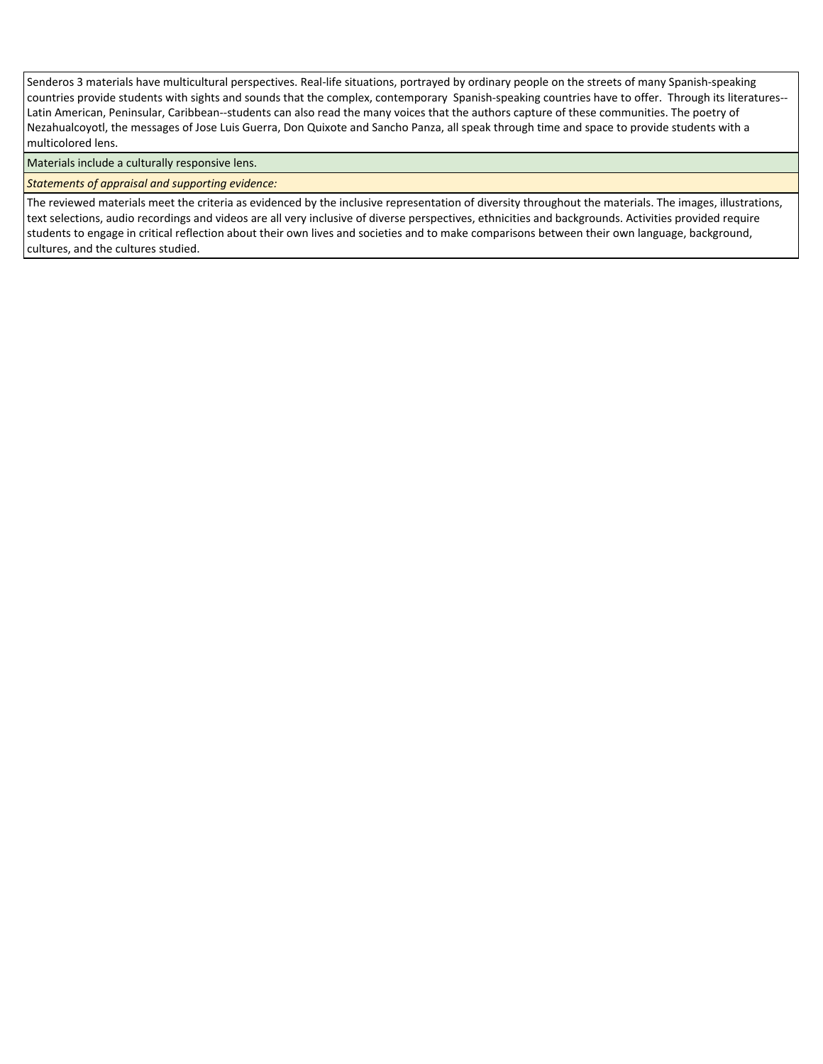Senderos 3 materials have multicultural perspectives. Real-life situations, portrayed by ordinary people on the streets of many Spanish-speaking countries provide students with sights and sounds that the complex, contemporary Spanish-speaking countries have to offer. Through its literatures--Latin American, Peninsular, Caribbean--students can also read the many voices that the authors capture of these communities. The poetry of Nezahualcoyotl, the messages of Jose Luis Guerra, Don Quixote and Sancho Panza, all speak through time and space to provide students with a multicolored lens.

Materials include a culturally responsive lens.

*Statements of appraisal and supporting evidence:*

The reviewed materials meet the criteria as evidenced by the inclusive representation of diversity throughout the materials. The images, illustrations, text selections, audio recordings and videos are all very inclusive of diverse perspectives, ethnicities and backgrounds. Activities provided require students to engage in critical reflection about their own lives and societies and to make comparisons between their own language, background, cultures, and the cultures studied.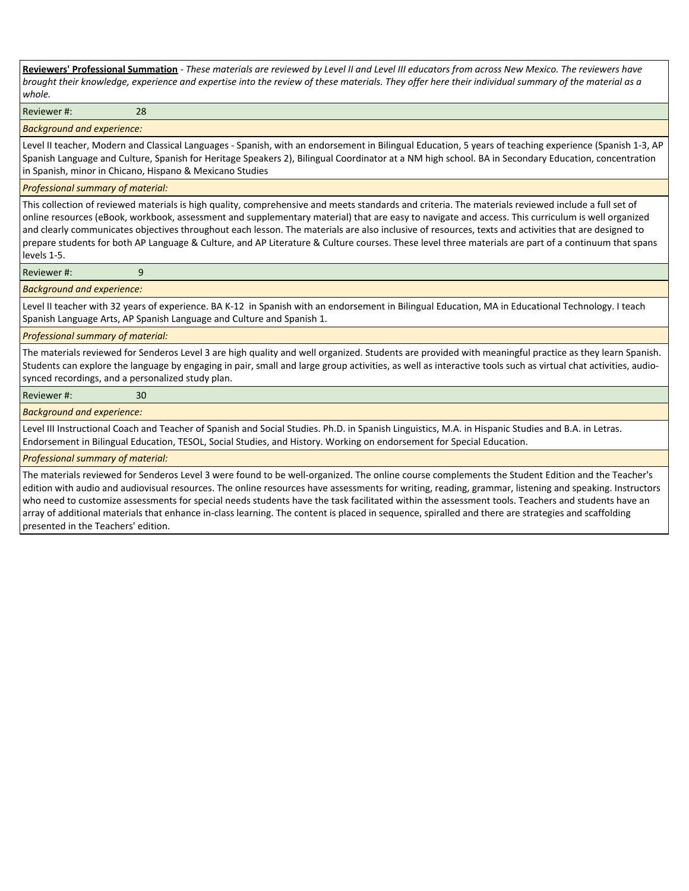**<u>Reviewers' Professional Summation</u>** - *These materials are reviewed by Level II and Level III educators from across New Mexico. The reviewers have brought their knowledge, experience and expertise into the review of these materials. They offer here their individual summary of the material as a whole.*

Reviewer #: 28

*Background and experience:*

Level II teacher, Modern and Classical Languages - Spanish, with an endorsement in Bilingual Education, 5 years of teaching experience (Spanish 1-3, AP Spanish Language and Culture, Spanish for Heritage Speakers 2), Bilingual Coordinator at a NM high school. BA in Secondary Education, concentration in Spanish, minor in Chicano, Hispano & Mexicano Studies

*Professional summary of material:*

This collection of reviewed materials is high quality, comprehensive and meets standards and criteria. The materials reviewed include a full set of online resources (eBook, workbook, assessment and supplementary material) that are easy to navigate and access. This curriculum is well organized and clearly communicates objectives throughout each lesson. The materials are also inclusive of resources, texts and activities that are designed to prepare students for both AP Language & Culture, and AP Literature & Culture courses. These level three materials are part of a continuum that spans levels 1-5.

Reviewer #: 9

*Background and experience:*

Level II teacher with 32 years of experience. BA K-12 in Spanish with an endorsement in Bilingual Education, MA in Educational Technology. I teach Spanish Language Arts, AP Spanish Language and Culture and Spanish 1.

*Professional summary of material:*

The materials reviewed for Senderos Level 3 are high quality and well organized. Students are provided with meaningful practice as they learn Spanish. Students can explore the language by engaging in pair, small and large group activities, as well as interactive tools such as virtual chat activities, audio-synced recordings, and a personalized study plan.

Reviewer #: 30

*Background and experience:*

Level III Instructional Coach and Teacher of Spanish and Social Studies. Ph.D. in Spanish Linguistics, M.A. in Hispanic Studies and B.A. in Letras. Endorsement in Bilingual Education, TESOL, Social Studies, and History. Working on endorsement for Special Education.

*Professional summary of material:*

The materials reviewed for Senderos Level 3 were found to be well-organized. The online course complements the Student Edition and the Teacher's edition with audio and audiovisual resources. The online resources have assessments for writing, reading, grammar, listening and speaking. Instructors who need to customize assessments for special needs students have the task facilitated within the assessment tools. Teachers and students have an array of additional materials that enhance in-class learning. The content is placed in sequence, spiralled and there are strategies and scaffolding presented in the Teachers' edition.